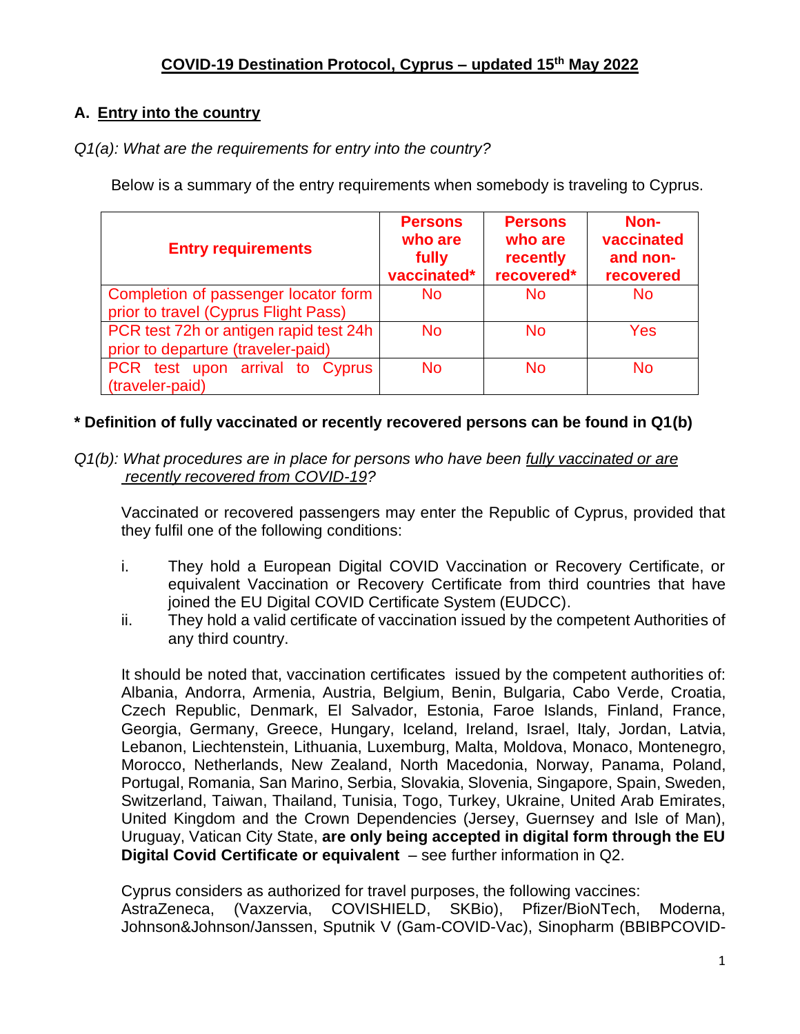# COVID-19 Destination Protocol, Cyprus – updated 15th May 2022

## A. Entry into the country

*Q1(a): What are the requirements for entry into the country?*

Below is a summary of the entry requirements when somebody is traveling to Cyprus.

| Entry requirements | Persons who are fully vaccinated* | Persons who are recently recovered* | Non-vaccinated and non-recovered |
|---|---|---|---|
| Completion of passenger locator form prior to travel (Cyprus Flight Pass) | No | No | No |
| PCR test 72h or antigen rapid test 24h prior to departure (traveler-paid) | No | No | Yes |
| PCR test upon arrival to Cyprus (traveler-paid) | No | No | No |

**\* Definition of fully vaccinated or recently recovered persons can be found in Q1(b)**

*Q1(b): What procedures are in place for persons who have been fully vaccinated or are recently recovered from COVID-19?*

Vaccinated or recovered passengers may enter the Republic of Cyprus, provided that they fulfil one of the following conditions:

i. They hold a European Digital COVID Vaccination or Recovery Certificate, or equivalent Vaccination or Recovery Certificate from third countries that have joined the EU Digital COVID Certificate System (EUDCC).
ii. They hold a valid certificate of vaccination issued by the competent Authorities of any third country.

It should be noted that, vaccination certificates issued by the competent authorities of: Albania, Andorra, Armenia, Austria, Belgium, Benin, Bulgaria, Cabo Verde, Croatia, Czech Republic, Denmark, El Salvador, Estonia, Faroe Islands, Finland, France, Georgia, Germany, Greece, Hungary, Iceland, Ireland, Israel, Italy, Jordan, Latvia, Lebanon, Liechtenstein, Lithuania, Luxemburg, Malta, Moldova, Monaco, Montenegro, Morocco, Netherlands, New Zealand, North Macedonia, Norway, Panama, Poland, Portugal, Romania, San Marino, Serbia, Slovakia, Slovenia, Singapore, Spain, Sweden, Switzerland, Taiwan, Thailand, Tunisia, Togo, Turkey, Ukraine, United Arab Emirates, United Kingdom and the Crown Dependencies (Jersey, Guernsey and Isle of Man), Uruguay, Vatican City State, **are only being accepted in digital form through the EU Digital Covid Certificate or equivalent** – see further information in Q2.

Cyprus considers as authorized for travel purposes, the following vaccines: AstraZeneca, (Vaxzervia, COVISHIELD, SKBio), Pfizer/BioNTech, Moderna, Johnson&Johnson/Janssen, Sputnik V (Gam-COVID-Vac), Sinopharm (BBIBPCOVID-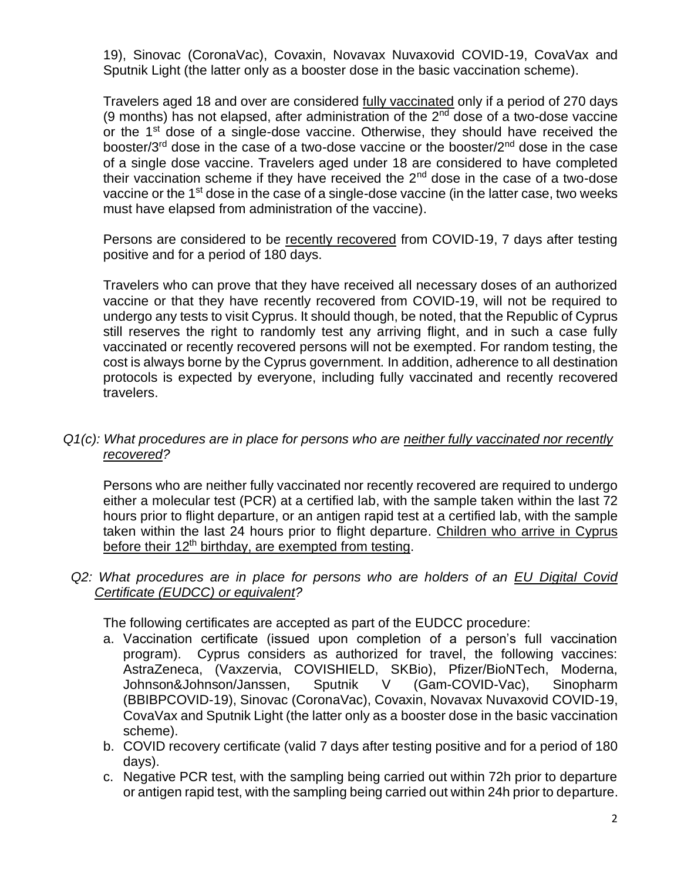19), Sinovac (CoronaVac), Covaxin, Novavax Nuvaxovid COVID-19, CovaVax and Sputnik Light (the latter only as a booster dose in the basic vaccination scheme).

Travelers aged 18 and over are considered <u>fully vaccinated</u> only if a period of 270 days (9 months) has not elapsed, after administration of the 2nd dose of a two-dose vaccine or the 1st dose of a single-dose vaccine. Otherwise, they should have received the booster/3rd dose in the case of a two-dose vaccine or the booster/2nd dose in the case of a single dose vaccine. Travelers aged under 18 are considered to have completed their vaccination scheme if they have received the 2nd dose in the case of a two-dose vaccine or the 1st dose in the case of a single-dose vaccine (in the latter case, two weeks must have elapsed from administration of the vaccine).

Persons are considered to be <u>recently recovered</u> from COVID-19, 7 days after testing positive and for a period of 180 days.

Travelers who can prove that they have received all necessary doses of an authorized vaccine or that they have recently recovered from COVID-19, will not be required to undergo any tests to visit Cyprus. It should though, be noted, that the Republic of Cyprus still reserves the right to randomly test any arriving flight, and in such a case fully vaccinated or recently recovered persons will not be exempted. For random testing, the cost is always borne by the Cyprus government. In addition, adherence to all destination protocols is expected by everyone, including fully vaccinated and recently recovered travelers.

*Q1(c): What procedures are in place for persons who are <u>neither fully vaccinated nor recently recovered</u>?*

Persons who are neither fully vaccinated nor recently recovered are required to undergo either a molecular test (PCR) at a certified lab, with the sample taken within the last 72 hours prior to flight departure, or an antigen rapid test at a certified lab, with the sample taken within the last 24 hours prior to flight departure. <u>Children who arrive in Cyprus before their 12th birthday, are exempted from testing</u>.

*Q2: What procedures are in place for persons who are holders of an <u>EU Digital Covid Certificate (EUDCC) or equivalent</u>?*

The following certificates are accepted as part of the EUDCC procedure:

a. Vaccination certificate (issued upon completion of a person's full vaccination program). Cyprus considers as authorized for travel, the following vaccines: AstraZeneca, (Vaxzervia, COVISHIELD, SKBio), Pfizer/BioNTech, Moderna, Johnson&Johnson/Janssen, Sputnik V (Gam-COVID-Vac), Sinopharm (BBIBPCOVID-19), Sinovac (CoronaVac), Covaxin, Novavax Nuvaxovid COVID-19, CovaVax and Sputnik Light (the latter only as a booster dose in the basic vaccination scheme).
b. COVID recovery certificate (valid 7 days after testing positive and for a period of 180 days).
c. Negative PCR test, with the sampling being carried out within 72h prior to departure or antigen rapid test, with the sampling being carried out within 24h prior to departure.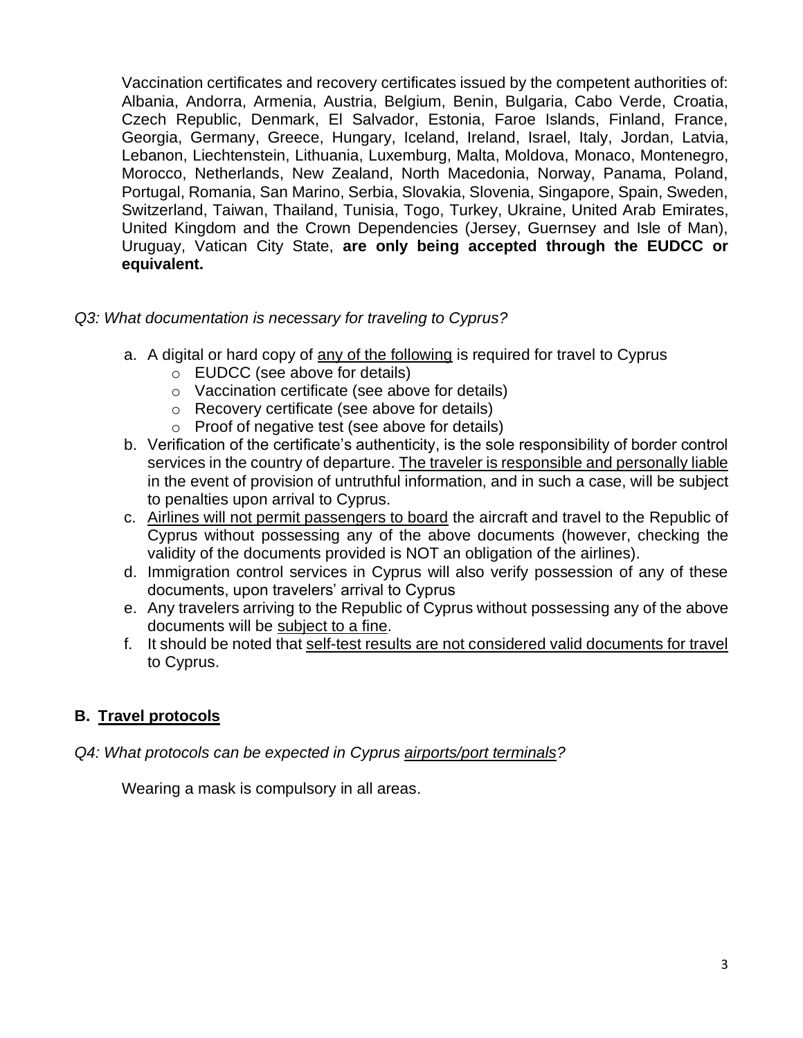Vaccination certificates and recovery certificates issued by the competent authorities of: Albania, Andorra, Armenia, Austria, Belgium, Benin, Bulgaria, Cabo Verde, Croatia, Czech Republic, Denmark, El Salvador, Estonia, Faroe Islands, Finland, France, Georgia, Germany, Greece, Hungary, Iceland, Ireland, Israel, Italy, Jordan, Latvia, Lebanon, Liechtenstein, Lithuania, Luxemburg, Malta, Moldova, Monaco, Montenegro, Morocco, Netherlands, New Zealand, North Macedonia, Norway, Panama, Poland, Portugal, Romania, San Marino, Serbia, Slovakia, Slovenia, Singapore, Spain, Sweden, Switzerland, Taiwan, Thailand, Tunisia, Togo, Turkey, Ukraine, United Arab Emirates, United Kingdom and the Crown Dependencies (Jersey, Guernsey and Isle of Man), Uruguay, Vatican City State, **are only being accepted through the EUDCC or equivalent.**

*Q3: What documentation is necessary for traveling to Cyprus?*

a. A digital or hard copy of <u>any of the following</u> is required for travel to Cyprus
   - EUDCC (see above for details)
   - Vaccination certificate (see above for details)
   - Recovery certificate (see above for details)
   - Proof of negative test (see above for details)
b. Verification of the certificate's authenticity, is the sole responsibility of border control services in the country of departure. <u>The traveler is responsible and personally liable</u> in the event of provision of untruthful information, and in such a case, will be subject to penalties upon arrival to Cyprus.
c. <u>Airlines will not permit passengers to board</u> the aircraft and travel to the Republic of Cyprus without possessing any of the above documents (however, checking the validity of the documents provided is NOT an obligation of the airlines).
d. Immigration control services in Cyprus will also verify possession of any of these documents, upon travelers' arrival to Cyprus
e. Any travelers arriving to the Republic of Cyprus without possessing any of the above documents will be <u>subject to a fine</u>.
f. It should be noted that <u>self-test results are not considered valid documents for travel</u> to Cyprus.

## B. <u>Travel protocols</u>

*Q4: What protocols can be expected in Cyprus <u>airports/port terminals</u>?*

Wearing a mask is compulsory in all areas.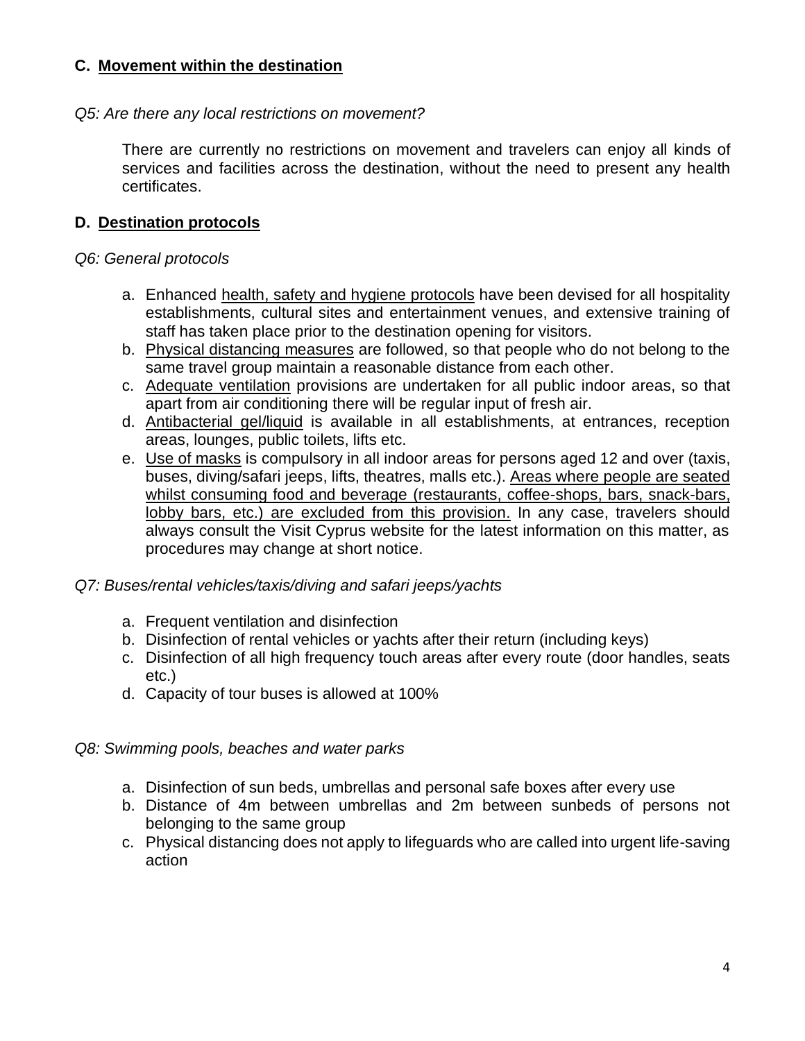## C. Movement within the destination

*Q5: Are there any local restrictions on movement?*

There are currently no restrictions on movement and travelers can enjoy all kinds of services and facilities across the destination, without the need to present any health certificates.

## D. Destination protocols

*Q6: General protocols*

a. Enhanced health, safety and hygiene protocols have been devised for all hospitality establishments, cultural sites and entertainment venues, and extensive training of staff has taken place prior to the destination opening for visitors.
b. Physical distancing measures are followed, so that people who do not belong to the same travel group maintain a reasonable distance from each other.
c. Adequate ventilation provisions are undertaken for all public indoor areas, so that apart from air conditioning there will be regular input of fresh air.
d. Antibacterial gel/liquid is available in all establishments, at entrances, reception areas, lounges, public toilets, lifts etc.
e. Use of masks is compulsory in all indoor areas for persons aged 12 and over (taxis, buses, diving/safari jeeps, lifts, theatres, malls etc.). Areas where people are seated whilst consuming food and beverage (restaurants, coffee-shops, bars, snack-bars, lobby bars, etc.) are excluded from this provision. In any case, travelers should always consult the Visit Cyprus website for the latest information on this matter, as procedures may change at short notice.

*Q7: Buses/rental vehicles/taxis/diving and safari jeeps/yachts*

a. Frequent ventilation and disinfection
b. Disinfection of rental vehicles or yachts after their return (including keys)
c. Disinfection of all high frequency touch areas after every route (door handles, seats etc.)
d. Capacity of tour buses is allowed at 100%

*Q8: Swimming pools, beaches and water parks*

a. Disinfection of sun beds, umbrellas and personal safe boxes after every use
b. Distance of 4m between umbrellas and 2m between sunbeds of persons not belonging to the same group
c. Physical distancing does not apply to lifeguards who are called into urgent life-saving action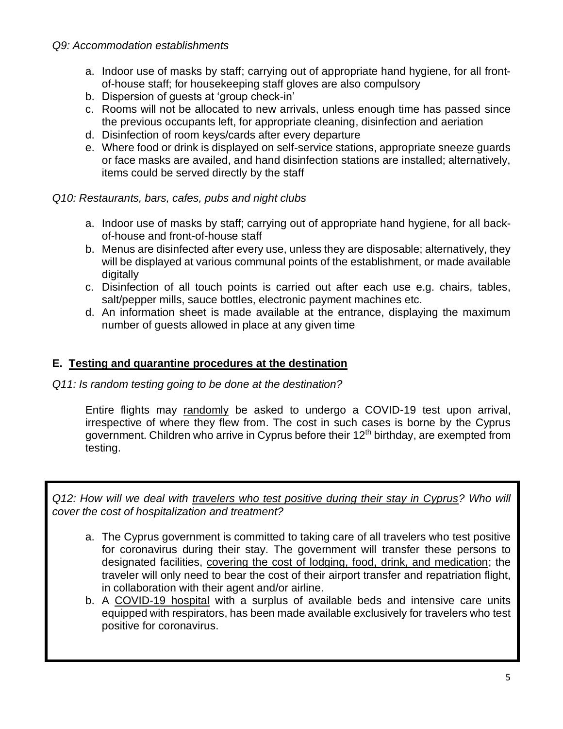*Q9: Accommodation establishments*

a. Indoor use of masks by staff; carrying out of appropriate hand hygiene, for all front-of-house staff; for housekeeping staff gloves are also compulsory
b. Dispersion of guests at 'group check-in'
c. Rooms will not be allocated to new arrivals, unless enough time has passed since the previous occupants left, for appropriate cleaning, disinfection and aeriation
d. Disinfection of room keys/cards after every departure
e. Where food or drink is displayed on self-service stations, appropriate sneeze guards or face masks are availed, and hand disinfection stations are installed; alternatively, items could be served directly by the staff

*Q10: Restaurants, bars, cafes, pubs and night clubs*

a. Indoor use of masks by staff; carrying out of appropriate hand hygiene, for all back-of-house and front-of-house staff
b. Menus are disinfected after every use, unless they are disposable; alternatively, they will be displayed at various communal points of the establishment, or made available digitally
c. Disinfection of all touch points is carried out after each use e.g. chairs, tables, salt/pepper mills, sauce bottles, electronic payment machines etc.
d. An information sheet is made available at the entrance, displaying the maximum number of guests allowed in place at any given time

## E. Testing and quarantine procedures at the destination

*Q11: Is random testing going to be done at the destination?*

Entire flights may randomly be asked to undergo a COVID-19 test upon arrival, irrespective of where they flew from. The cost in such cases is borne by the Cyprus government. Children who arrive in Cyprus before their 12th birthday, are exempted from testing.

*Q12: How will we deal with travelers who test positive during their stay in Cyprus? Who will cover the cost of hospitalization and treatment?*

a. The Cyprus government is committed to taking care of all travelers who test positive for coronavirus during their stay. The government will transfer these persons to designated facilities, covering the cost of lodging, food, drink, and medication; the traveler will only need to bear the cost of their airport transfer and repatriation flight, in collaboration with their agent and/or airline.
b. A COVID-19 hospital with a surplus of available beds and intensive care units equipped with respirators, has been made available exclusively for travelers who test positive for coronavirus.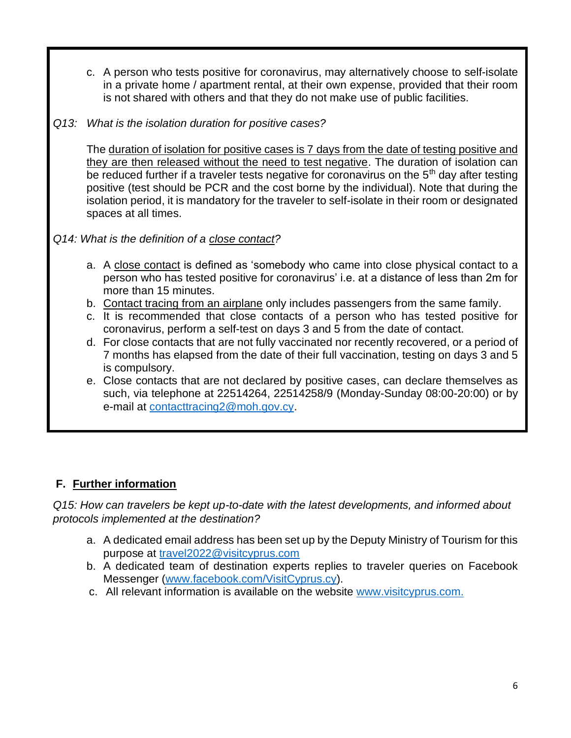c. A person who tests positive for coronavirus, may alternatively choose to self-isolate in a private home / apartment rental, at their own expense, provided that their room is not shared with others and that they do not make use of public facilities.

*Q13: What is the isolation duration for positive cases?*

The duration of isolation for positive cases is 7 days from the date of testing positive and they are then released without the need to test negative. The duration of isolation can be reduced further if a traveler tests negative for coronavirus on the 5th day after testing positive (test should be PCR and the cost borne by the individual). Note that during the isolation period, it is mandatory for the traveler to self-isolate in their room or designated spaces at all times.

*Q14: What is the definition of a close contact?*

a. A close contact is defined as 'somebody who came into close physical contact to a person who has tested positive for coronavirus' i.e. at a distance of less than 2m for more than 15 minutes.
b. Contact tracing from an airplane only includes passengers from the same family.
c. It is recommended that close contacts of a person who has tested positive for coronavirus, perform a self-test on days 3 and 5 from the date of contact.
d. For close contacts that are not fully vaccinated nor recently recovered, or a period of 7 months has elapsed from the date of their full vaccination, testing on days 3 and 5 is compulsory.
e. Close contacts that are not declared by positive cases, can declare themselves as such, via telephone at 22514264, 22514258/9 (Monday-Sunday 08:00-20:00) or by e-mail at contacttracing2@moh.gov.cy.

## F. Further information

*Q15: How can travelers be kept up-to-date with the latest developments, and informed about protocols implemented at the destination?*

a. A dedicated email address has been set up by the Deputy Ministry of Tourism for this purpose at travel2022@visitcyprus.com
b. A dedicated team of destination experts replies to traveler queries on Facebook Messenger (www.facebook.com/VisitCyprus.cy).
c. All relevant information is available on the website www.visitcyprus.com.